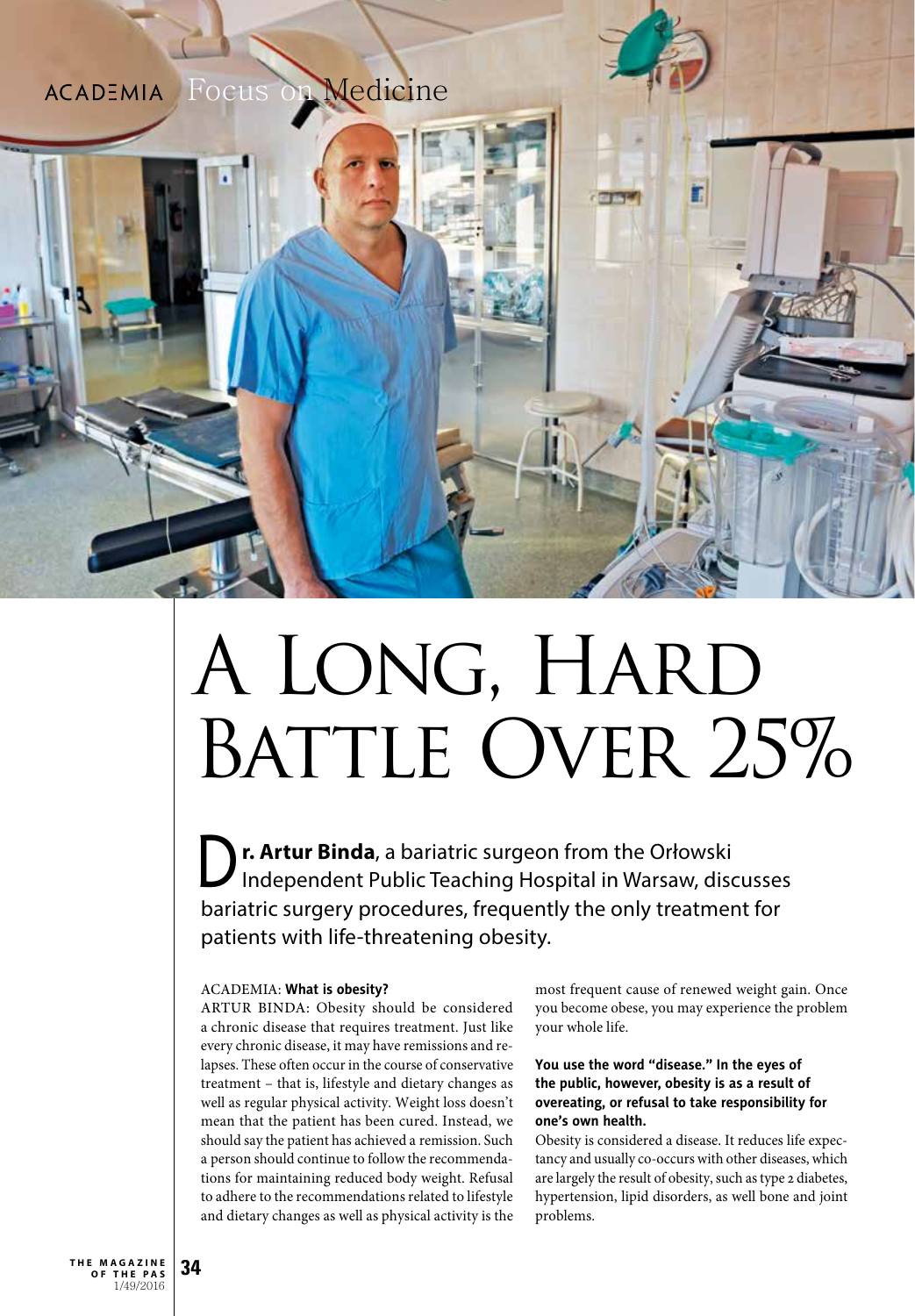# A Long, Hard Battle Over 25%

**Dr. Artur Binda**, a bariatric surgeon from the Orłowski Independent Public Teaching Hospital in Warsaw, discusses bariatric surgery procedures, frequently the only treatment for patients with life-threatening obesity.

ACADEMIA: **What is obesity?**

ARTUR BINDA: Obesity should be considered a chronic disease that requires treatment. Just like every chronic disease, it may have remissions and relapses. These often occur in the course of conservative treatment – that is, lifestyle and dietary changes as well as regular physical activity. Weight loss doesn't mean that the patient has been cured. Instead, we should say the patient has achieved a remission. Such a person should continue to follow the recommendations for maintaining reduced body weight. Refusal to adhere to the recommendations related to lifestyle and dietary changes as well as physical activity is the most frequent cause of renewed weight gain. Once you become obese, you may experience the problem your whole life.

**You use the word "disease." In the eyes of the public, however, obesity is as a result of overeating, or refusal to take responsibility for one's own health.**

Obesity is considered a disease. It reduces life expectancy and usually co-occurs with other diseases, which are largely the result of obesity, such as type 2 diabetes, hypertension, lipid disorders, as well bone and joint problems.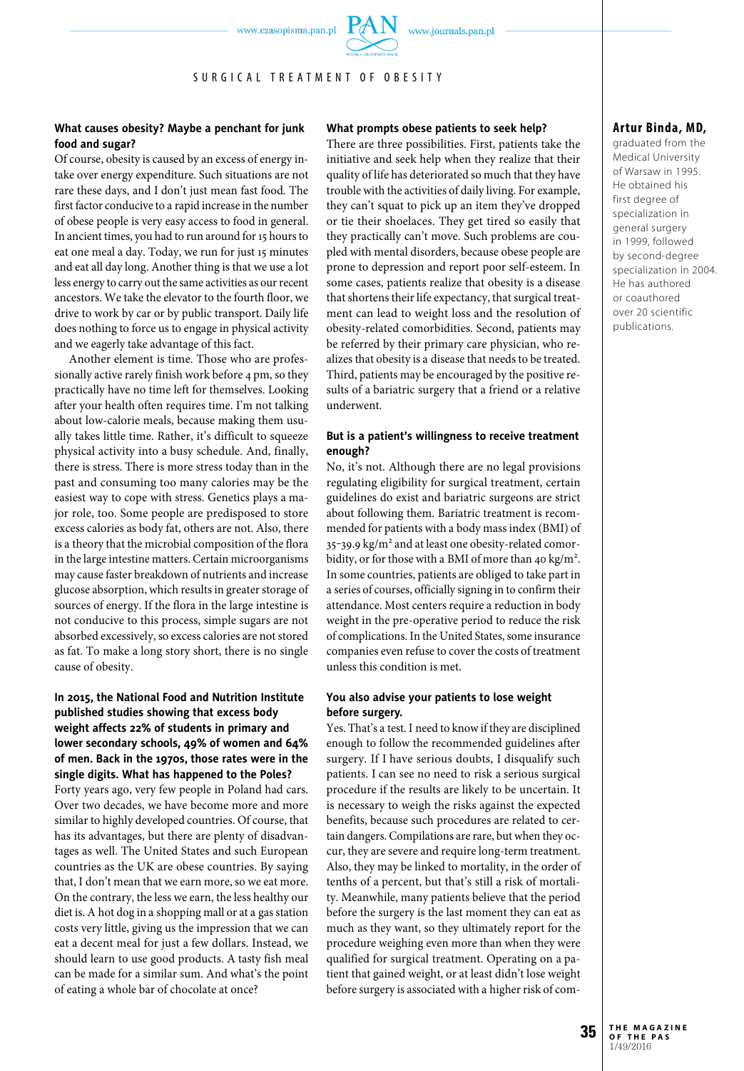**What causes obesity? Maybe a penchant for junk food and sugar?**

Of course, obesity is caused by an excess of energy intake over energy expenditure. Such situations are not rare these days, and I don't just mean fast food. The first factor conducive to a rapid increase in the number of obese people is very easy access to food in general. In ancient times, you had to run around for 15 hours to eat one meal a day. Today, we run for just 15 minutes and eat all day long. Another thing is that we use a lot less energy to carry out the same activities as our recent ancestors. We take the elevator to the fourth floor, we drive to work by car or by public transport. Daily life does nothing to force us to engage in physical activity and we eagerly take advantage of this fact.

Another element is time. Those who are professionally active rarely finish work before 4 pm, so they practically have no time left for themselves. Looking after your health often requires time. I'm not talking about low-calorie meals, because making them usually takes little time. Rather, it's difficult to squeeze physical activity into a busy schedule. And, finally, there is stress. There is more stress today than in the past and consuming too many calories may be the easiest way to cope with stress. Genetics plays a major role, too. Some people are predisposed to store excess calories as body fat, others are not. Also, there is a theory that the microbial composition of the flora in the large intestine matters. Certain microorganisms may cause faster breakdown of nutrients and increase glucose absorption, which results in greater storage of sources of energy. If the flora in the large intestine is not conducive to this process, simple sugars are not absorbed excessively, so excess calories are not stored as fat. To make a long story short, there is no single cause of obesity.

**In 2015, the National Food and Nutrition Institute published studies showing that excess body weight affects 22% of students in primary and lower secondary schools, 49% of women and 64% of men. Back in the 1970s, those rates were in the single digits. What has happened to the Poles?**

Forty years ago, very few people in Poland had cars. Over two decades, we have become more and more similar to highly developed countries. Of course, that has its advantages, but there are plenty of disadvantages as well. The United States and such European countries as the UK are obese countries. By saying that, I don't mean that we earn more, so we eat more. On the contrary, the less we earn, the less healthy our diet is. A hot dog in a shopping mall or at a gas station costs very little, giving us the impression that we can eat a decent meal for just a few dollars. Instead, we should learn to use good products. A tasty fish meal can be made for a similar sum. And what's the point of eating a whole bar of chocolate at once?

**What prompts obese patients to seek help?**

There are three possibilities. First, patients take the initiative and seek help when they realize that their quality of life has deteriorated so much that they have trouble with the activities of daily living. For example, they can't squat to pick up an item they've dropped or tie their shoelaces. They get tired so easily that they practically can't move. Such problems are coupled with mental disorders, because obese people are prone to depression and report poor self-esteem. In some cases, patients realize that obesity is a disease that shortens their life expectancy, that surgical treatment can lead to weight loss and the resolution of obesity-related comorbidities. Second, patients may be referred by their primary care physician, who realizes that obesity is a disease that needs to be treated. Third, patients may be encouraged by the positive results of a bariatric surgery that a friend or a relative underwent.

**But is a patient's willingness to receive treatment enough?**

No, it's not. Although there are no legal provisions regulating eligibility for surgical treatment, certain guidelines do exist and bariatric surgeons are strict about following them. Bariatric treatment is recommended for patients with a body mass index (BMI) of 35–39.9 kg/m² and at least one obesity-related comorbidity, or for those with a BMI of more than 40 kg/m². In some countries, patients are obliged to take part in a series of courses, officially signing in to confirm their attendance. Most centers require a reduction in body weight in the pre-operative period to reduce the risk of complications. In the United States, some insurance companies even refuse to cover the costs of treatment unless this condition is met.

**You also advise your patients to lose weight before surgery.**

Yes. That's a test. I need to know if they are disciplined enough to follow the recommended guidelines after surgery. If I have serious doubts, I disqualify such patients. I can see no need to risk a serious surgical procedure if the results are likely to be uncertain. It is necessary to weigh the risks against the expected benefits, because such procedures are related to certain dangers. Compilations are rare, but when they occur, they are severe and require long-term treatment. Also, they may be linked to mortality, in the order of tenths of a percent, but that's still a risk of mortality. Meanwhile, many patients believe that the period before the surgery is the last moment they can eat as much as they want, so they ultimately report for the procedure weighing even more than when they were qualified for surgical treatment. Operating on a patient that gained weight, or at least didn't lose weight before surgery is associated with a higher risk of com-

**Artur Binda, MD,** graduated from the Medical University of Warsaw in 1995. He obtained his first degree of specialization in general surgery in 1999, followed by second-degree specialization in 2004. He has authored or coauthored over 20 scientific publications.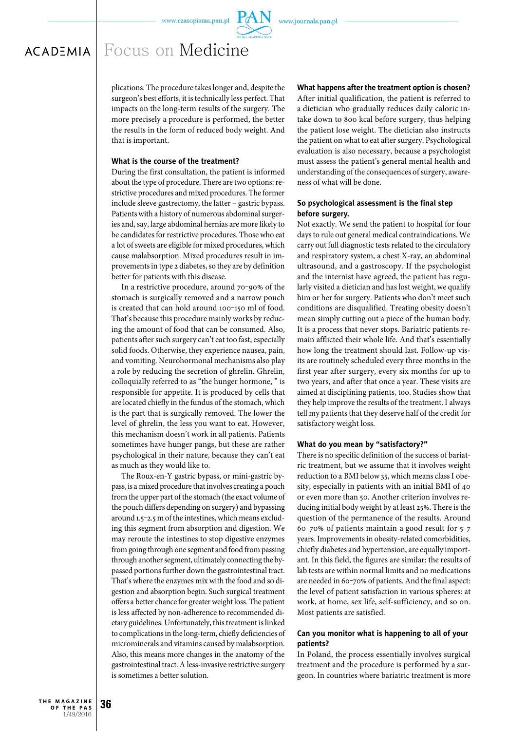plications. The procedure takes longer and, despite the surgeon's best efforts, it is technically less perfect. That impacts on the long-term results of the surgery. The more precisely a procedure is performed, the better the results in the form of reduced body weight. And that is important.

**What is the course of the treatment?**

During the first consultation, the patient is informed about the type of procedure. There are two options: restrictive procedures and mixed procedures. The former include sleeve gastrectomy, the latter – gastric bypass. Patients with a history of numerous abdominal surgeries and, say, large abdominal hernias are more likely to be candidates for restrictive procedures. Those who eat a lot of sweets are eligible for mixed procedures, which cause malabsorption. Mixed procedures result in improvements in type 2 diabetes, so they are by definition better for patients with this disease.

In a restrictive procedure, around 70–90% of the stomach is surgically removed and a narrow pouch is created that can hold around 100–150 ml of food. That's because this procedure mainly works by reducing the amount of food that can be consumed. Also, patients after such surgery can't eat too fast, especially solid foods. Otherwise, they experience nausea, pain, and vomiting. Neurohormonal mechanisms also play a role by reducing the secretion of ghrelin. Ghrelin, colloquially referred to as "the hunger hormone," is responsible for appetite. It is produced by cells that are located chiefly in the fundus of the stomach, which is the part that is surgically removed. The lower the level of ghrelin, the less you want to eat. However, this mechanism doesn't work in all patients. Patients sometimes have hunger pangs, but these are rather psychological in their nature, because they can't eat as much as they would like to.

The Roux-en-Y gastric bypass, or mini-gastric bypass, is a mixed procedure that involves creating a pouch from the upper part of the stomach (the exact volume of the pouch differs depending on surgery) and bypassing around 1.5–2.5 m of the intestines, which means excluding this segment from absorption and digestion. We may reroute the intestines to stop digestive enzymes from going through one segment and food from passing through another segment, ultimately connecting the bypassed portions further down the gastrointestinal tract. That's where the enzymes mix with the food and so digestion and absorption begin. Such surgical treatment offers a better chance for greater weight loss. The patient is less affected by non-adherence to recommended dietary guidelines. Unfortunately, this treatment is linked to complications in the long-term, chiefly deficiencies of microminerals and vitamins caused by malabsorption. Also, this means more changes in the anatomy of the gastrointestinal tract. A less-invasive restrictive surgery is sometimes a better solution.

**What happens after the treatment option is chosen?**

After initial qualification, the patient is referred to a dietician who gradually reduces daily caloric intake down to 800 kcal before surgery, thus helping the patient lose weight. The dietician also instructs the patient on what to eat after surgery. Psychological evaluation is also necessary, because a psychologist must assess the patient's general mental health and understanding of the consequences of surgery, awareness of what will be done.

**So psychological assessment is the final step before surgery.**

Not exactly. We send the patient to hospital for four days to rule out general medical contraindications. We carry out full diagnostic tests related to the circulatory and respiratory system, a chest X-ray, an abdominal ultrasound, and a gastroscopy. If the psychologist and the internist have agreed, the patient has regularly visited a dietician and has lost weight, we qualify him or her for surgery. Patients who don't meet such conditions are disqualified. Treating obesity doesn't mean simply cutting out a piece of the human body. It is a process that never stops. Bariatric patients remain afflicted their whole life. And that's essentially how long the treatment should last. Follow-up visits are routinely scheduled every three months in the first year after surgery, every six months for up to two years, and after that once a year. These visits are aimed at disciplining patients, too. Studies show that they help improve the results of the treatment. I always tell my patients that they deserve half of the credit for satisfactory weight loss.

**What do you mean by "satisfactory?"**

There is no specific definition of the success of bariatric treatment, but we assume that it involves weight reduction to a BMI below 35, which means class I obesity, especially in patients with an initial BMI of 40 or even more than 50. Another criterion involves reducing initial body weight by at least 25%. There is the question of the permanence of the results. Around 60–70% of patients maintain a good result for 5–7 years. Improvements in obesity-related comorbidities, chiefly diabetes and hypertension, are equally important. In this field, the figures are similar: the results of lab tests are within normal limits and no medications are needed in 60–70% of patients. And the final aspect: the level of patient satisfaction in various spheres: at work, at home, sex life, self-sufficiency, and so on. Most patients are satisfied.

**Can you monitor what is happening to all of your patients?**

In Poland, the process essentially involves surgical treatment and the procedure is performed by a surgeon. In countries where bariatric treatment is more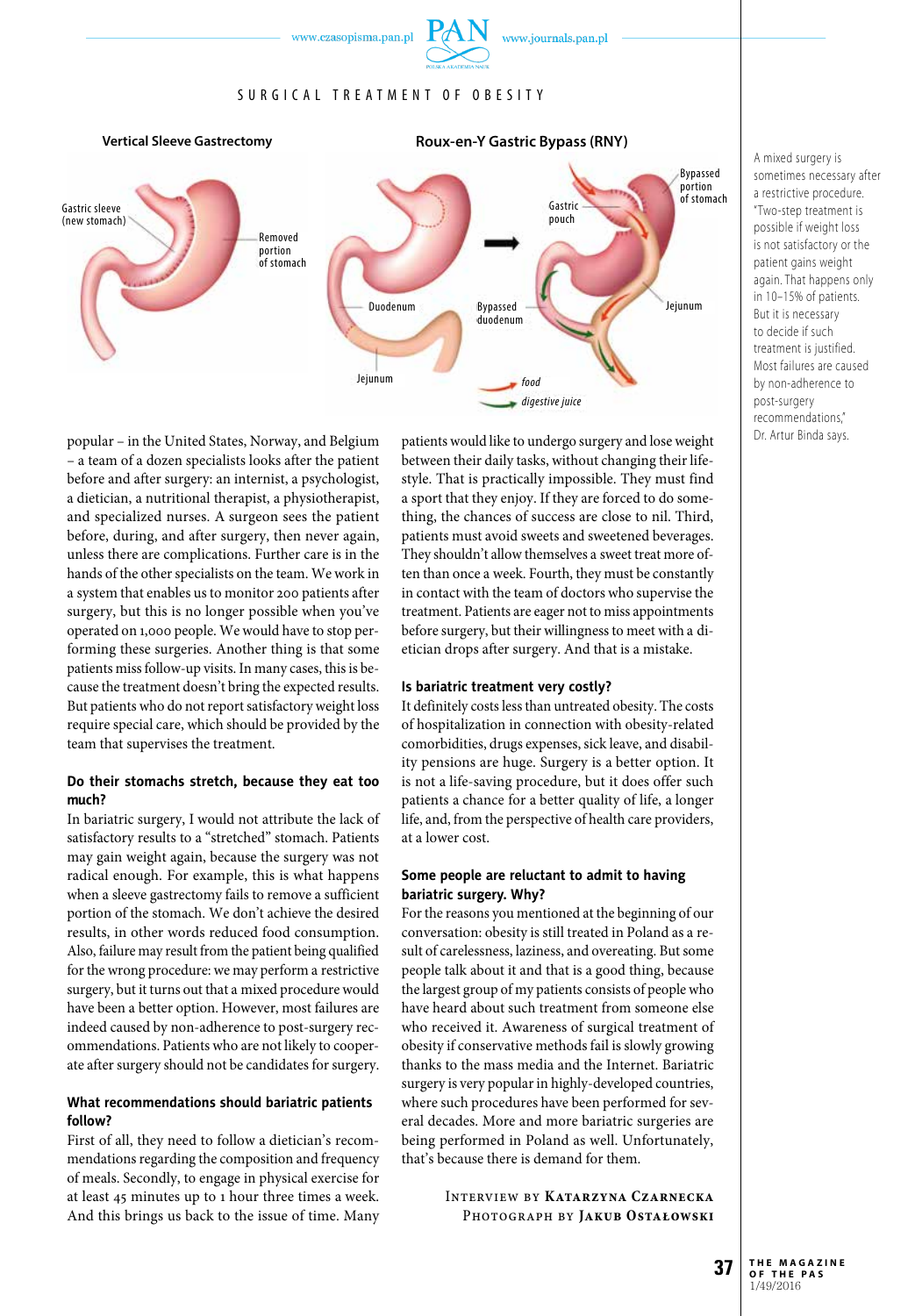## SURGICAL TREATMENT OF OBESITY

**Vertical Sleeve Gastrectomy**

Gastric sleeve (new stomach)

Removed portion of stomach

**Roux-en-Y Gastric Bypass (RNY)**

Duodenum

Jejunum

Gastric pouch

Bypassed portion of stomach

Bypassed duodenum

Jejunum

*food*

*digestive juice*

A mixed surgery is sometimes necessary after a restrictive procedure. "Two-step treatment is possible if weight loss is not satisfactory or the patient gains weight again. That happens only in 10–15% of patients. But it is necessary to decide if such treatment is justified. Most failures are caused by non-adherence to post-surgery recommendations," Dr. Artur Binda says.

popular – in the United States, Norway, and Belgium – a team of a dozen specialists looks after the patient before and after surgery: an internist, a psychologist, a dietician, a nutritional therapist, a physiotherapist, and specialized nurses. A surgeon sees the patient before, during, and after surgery, then never again, unless there are complications. Further care is in the hands of the other specialists on the team. We work in a system that enables us to monitor 200 patients after surgery, but this is no longer possible when you've operated on 1,000 people. We would have to stop performing these surgeries. Another thing is that some patients miss follow-up visits. In many cases, this is because the treatment doesn't bring the expected results. But patients who do not report satisfactory weight loss require special care, which should be provided by the team that supervises the treatment.

### Do their stomachs stretch, because they eat too much?

In bariatric surgery, I would not attribute the lack of satisfactory results to a "stretched" stomach. Patients may gain weight again, because the surgery was not radical enough. For example, this is what happens when a sleeve gastrectomy fails to remove a sufficient portion of the stomach. We don't achieve the desired results, in other words reduced food consumption. Also, failure may result from the patient being qualified for the wrong procedure: we may perform a restrictive surgery, but it turns out that a mixed procedure would have been a better option. However, most failures are indeed caused by non-adherence to post-surgery recommendations. Patients who are not likely to cooperate after surgery should not be candidates for surgery.

### What recommendations should bariatric patients follow?

First of all, they need to follow a dietician's recommendations regarding the composition and frequency of meals. Secondly, to engage in physical exercise for at least 45 minutes up to 1 hour three times a week. And this brings us back to the issue of time. Many patients would like to undergo surgery and lose weight between their daily tasks, without changing their lifestyle. That is practically impossible. They must find a sport that they enjoy. If they are forced to do something, the chances of success are close to nil. Third, patients must avoid sweets and sweetened beverages. They shouldn't allow themselves a sweet treat more often than once a week. Fourth, they must be constantly in contact with the team of doctors who supervise the treatment. Patients are eager not to miss appointments before surgery, but their willingness to meet with a dietician drops after surgery. And that is a mistake.

### Is bariatric treatment very costly?

It definitely costs less than untreated obesity. The costs of hospitalization in connection with obesity-related comorbidities, drugs expenses, sick leave, and disability pensions are huge. Surgery is a better option. It is not a life-saving procedure, but it does offer such patients a chance for a better quality of life, a longer life, and, from the perspective of health care providers, at a lower cost.

### Some people are reluctant to admit to having bariatric surgery. Why?

For the reasons you mentioned at the beginning of our conversation: obesity is still treated in Poland as a result of carelessness, laziness, and overeating. But some people talk about it and that is a good thing, because the largest group of my patients consists of people who have heard about such treatment from someone else who received it. Awareness of surgical treatment of obesity if conservative methods fail is slowly growing thanks to the mass media and the Internet. Bariatric surgery is very popular in highly-developed countries, where such procedures have been performed for several decades. More and more bariatric surgeries are being performed in Poland as well. Unfortunately, that's because there is demand for them.

INTERVIEW BY **KATARZYNA CZARNECKA**
PHOTOGRAPH BY **JAKUB OSTAŁOWSKI**